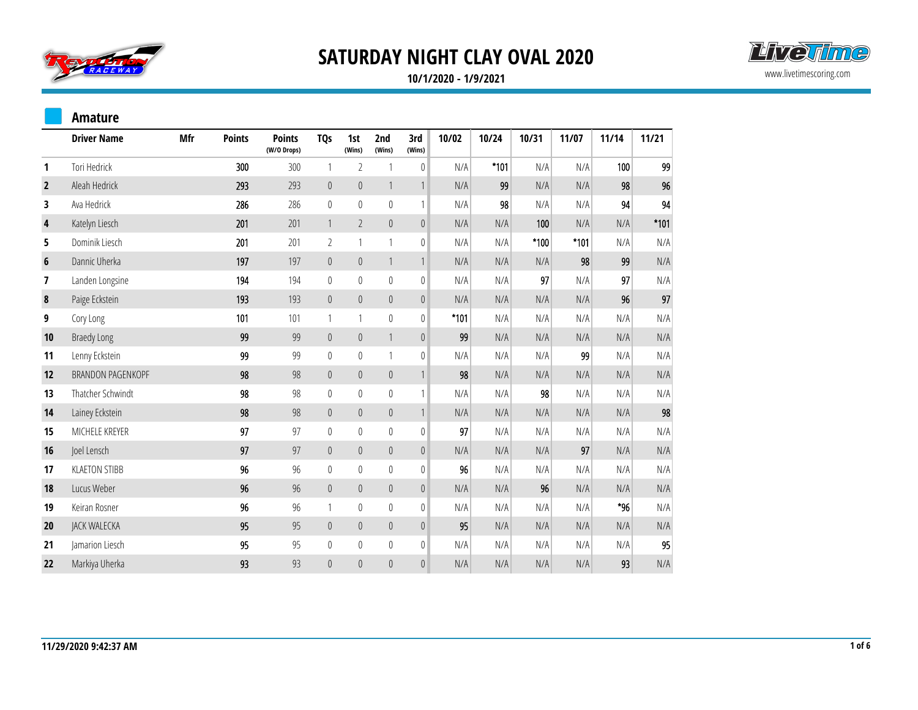# SATURDAY NIGHT CLAY OVAL 2020

**10/1/2020 - 1/9/2021**

## Amature

| | Driver Name | Mfr | Points | Points (W/O Drops) | TQs | 1st (Wins) | 2nd (Wins) | 3rd (Wins) | 10/02 | 10/24 | 10/31 | 11/07 | 11/14 | 11/21 |
|---|---|---|---|---|---|---|---|---|---|---|---|---|---|---|
| 1 | Tori Hedrick | | 300 | 300 | 1 | 2 | 1 | 0 | N/A | *101 | N/A | N/A | 100 | 99 |
| 2 | Aleah Hedrick | | 293 | 293 | 0 | 0 | 1 | 1 | N/A | 99 | N/A | N/A | 98 | 96 |
| 3 | Ava Hedrick | | 286 | 286 | 0 | 0 | 0 | 1 | N/A | 98 | N/A | N/A | 94 | 94 |
| 4 | Katelyn Liesch | | 201 | 201 | 1 | 2 | 0 | 0 | N/A | N/A | 100 | N/A | N/A | *101 |
| 5 | Dominik Liesch | | 201 | 201 | 2 | 1 | 1 | 0 | N/A | N/A | *100 | *101 | N/A | N/A |
| 6 | Dannic Uherka | | 197 | 197 | 0 | 0 | 1 | 1 | N/A | N/A | N/A | 98 | 99 | N/A |
| 7 | Landen Longsine | | 194 | 194 | 0 | 0 | 0 | 0 | N/A | N/A | 97 | N/A | 97 | N/A |
| 8 | Paige Eckstein | | 193 | 193 | 0 | 0 | 0 | 0 | N/A | N/A | N/A | N/A | 96 | 97 |
| 9 | Cory Long | | 101 | 101 | 1 | 1 | 0 | 0 | *101 | N/A | N/A | N/A | N/A | N/A |
| 10 | Braedy Long | | 99 | 99 | 0 | 0 | 1 | 0 | 99 | N/A | N/A | N/A | N/A | N/A |
| 11 | Lenny Eckstein | | 99 | 99 | 0 | 0 | 1 | 0 | N/A | N/A | N/A | 99 | N/A | N/A |
| 12 | BRANDON PAGENKOPF | | 98 | 98 | 0 | 0 | 0 | 1 | 98 | N/A | N/A | N/A | N/A | N/A |
| 13 | Thatcher Schwindt | | 98 | 98 | 0 | 0 | 0 | 1 | N/A | N/A | 98 | N/A | N/A | N/A |
| 14 | Lainey Eckstein | | 98 | 98 | 0 | 0 | 0 | 1 | N/A | N/A | N/A | N/A | N/A | 98 |
| 15 | MICHELE KREYER | | 97 | 97 | 0 | 0 | 0 | 0 | 97 | N/A | N/A | N/A | N/A | N/A |
| 16 | Joel Lensch | | 97 | 97 | 0 | 0 | 0 | 0 | N/A | N/A | N/A | 97 | N/A | N/A |
| 17 | KLAETON STIBB | | 96 | 96 | 0 | 0 | 0 | 0 | 96 | N/A | N/A | N/A | N/A | N/A |
| 18 | Lucus Weber | | 96 | 96 | 0 | 0 | 0 | 0 | N/A | N/A | 96 | N/A | N/A | N/A |
| 19 | Keiran Rosner | | 96 | 96 | 1 | 0 | 0 | 0 | N/A | N/A | N/A | N/A | *96 | N/A |
| 20 | JACK WALECKA | | 95 | 95 | 0 | 0 | 0 | 0 | 95 | N/A | N/A | N/A | N/A | N/A |
| 21 | Jamarion Liesch | | 95 | 95 | 0 | 0 | 0 | 0 | N/A | N/A | N/A | N/A | N/A | 95 |
| 22 | Markiya Uherka | | 93 | 93 | 0 | 0 | 0 | 0 | N/A | N/A | N/A | N/A | 93 | N/A |

11/29/2020 9:42:37 AM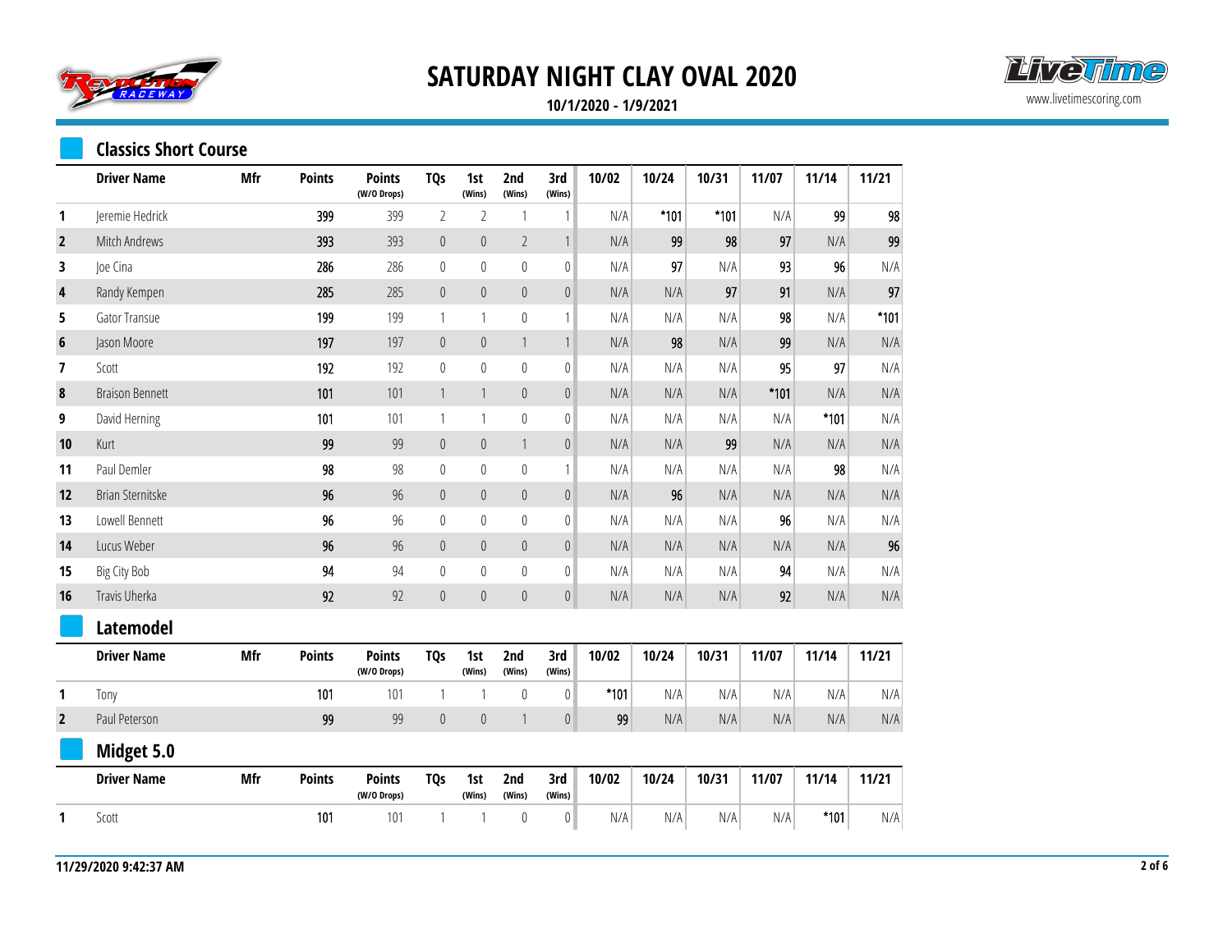# SATURDAY NIGHT CLAY OVAL 2020

**10/1/2020 - 1/9/2021**

www.livetimescoring.com

## Classics Short Course

| | Driver Name | Mfr | Points | Points (W/O Drops) | TQs | 1st (Wins) | 2nd (Wins) | 3rd (Wins) | 10/02 | 10/24 | 10/31 | 11/07 | 11/14 | 11/21 |
|---|---|---|---|---|---|---|---|---|---|---|---|---|---|---|
| 1 | Jeremie Hedrick | | 399 | 399 | 2 | 2 | 1 | 1 | N/A | *101 | *101 | N/A | 99 | 98 |
| 2 | Mitch Andrews | | 393 | 393 | 0 | 0 | 2 | 1 | N/A | 99 | 98 | 97 | N/A | 99 |
| 3 | Joe Cina | | 286 | 286 | 0 | 0 | 0 | 0 | N/A | 97 | N/A | 93 | 96 | N/A |
| 4 | Randy Kempen | | 285 | 285 | 0 | 0 | 0 | 0 | N/A | N/A | 97 | 91 | N/A | 97 |
| 5 | Gator Transue | | 199 | 199 | 1 | 1 | 0 | 1 | N/A | N/A | N/A | 98 | N/A | *101 |
| 6 | Jason Moore | | 197 | 197 | 0 | 0 | 1 | 1 | N/A | 98 | N/A | 99 | N/A | N/A |
| 7 | Scott | | 192 | 192 | 0 | 0 | 0 | 0 | N/A | N/A | N/A | 95 | 97 | N/A |
| 8 | Braison Bennett | | 101 | 101 | 1 | 1 | 0 | 0 | N/A | N/A | N/A | *101 | N/A | N/A |
| 9 | David Herning | | 101 | 101 | 1 | 1 | 0 | 0 | N/A | N/A | N/A | N/A | *101 | N/A |
| 10 | Kurt | | 99 | 99 | 0 | 0 | 1 | 0 | N/A | N/A | 99 | N/A | N/A | N/A |
| 11 | Paul Demler | | 98 | 98 | 0 | 0 | 0 | 1 | N/A | N/A | N/A | N/A | 98 | N/A |
| 12 | Brian Sternitske | | 96 | 96 | 0 | 0 | 0 | 0 | N/A | 96 | N/A | N/A | N/A | N/A |
| 13 | Lowell Bennett | | 96 | 96 | 0 | 0 | 0 | 0 | N/A | N/A | N/A | 96 | N/A | N/A |
| 14 | Lucus Weber | | 96 | 96 | 0 | 0 | 0 | 0 | N/A | N/A | N/A | N/A | N/A | 96 |
| 15 | Big City Bob | | 94 | 94 | 0 | 0 | 0 | 0 | N/A | N/A | N/A | 94 | N/A | N/A |
| 16 | Travis Uherka | | 92 | 92 | 0 | 0 | 0 | 0 | N/A | N/A | N/A | 92 | N/A | N/A |

## Latemodel

| | Driver Name | Mfr | Points | Points (W/O Drops) | TQs | 1st (Wins) | 2nd (Wins) | 3rd (Wins) | 10/02 | 10/24 | 10/31 | 11/07 | 11/14 | 11/21 |
|---|---|---|---|---|---|---|---|---|---|---|---|---|---|---|
| 1 | Tony | | 101 | 101 | 1 | 1 | 0 | 0 | *101 | N/A | N/A | N/A | N/A | N/A |
| 2 | Paul Peterson | | 99 | 99 | 0 | 0 | 1 | 0 | 99 | N/A | N/A | N/A | N/A | N/A |

## Midget 5.0

| | Driver Name | Mfr | Points | Points (W/O Drops) | TQs | 1st (Wins) | 2nd (Wins) | 3rd (Wins) | 10/02 | 10/24 | 10/31 | 11/07 | 11/14 | 11/21 |
|---|---|---|---|---|---|---|---|---|---|---|---|---|---|---|
| 1 | Scott | | 101 | 101 | 1 | 1 | 0 | 0 | N/A | N/A | N/A | N/A | *101 | N/A |

**11/29/2020 9:42:37 AM**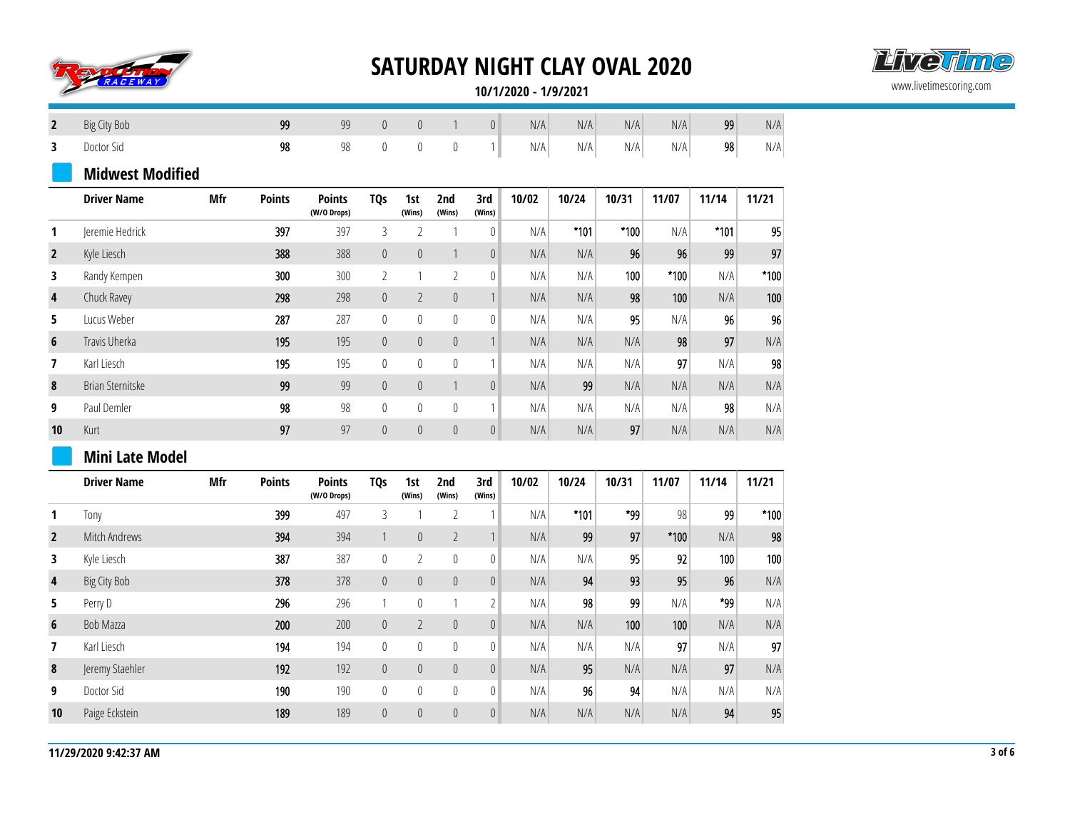# SATURDAY NIGHT CLAY OVAL 2020

**10/1/2020 - 1/9/2021**

| | | | | | | | | | | | | | | | |
|---|---|---|---|---|---|---|---|---|---|---|---|---|---|---|---|
| **2** | Big City Bob | | **99** | 99 | 0 | 0 | 1 | 0 | N/A | N/A | N/A | N/A | **99** | N/A |
| **3** | Doctor Sid | | **98** | 98 | 0 | 0 | 0 | 1 | N/A | N/A | N/A | N/A | **98** | N/A |

## Midwest Modified

| | Driver Name | Mfr | Points | Points (W/O Drops) | TQs | 1st (Wins) | 2nd (Wins) | 3rd (Wins) | 10/02 | 10/24 | 10/31 | 11/07 | 11/14 | 11/21 |
|---|---|---|---|---|---|---|---|---|---|---|---|---|---|---|
| **1** | Jeremie Hedrick | | **397** | 397 | 3 | 2 | 1 | 0 | N/A | *101 | *100 | N/A | *101 | 95 |
| **2** | Kyle Liesch | | **388** | 388 | 0 | 0 | 1 | 0 | N/A | N/A | 96 | 96 | 99 | 97 |
| **3** | Randy Kempen | | **300** | 300 | 2 | 1 | 2 | 0 | N/A | N/A | 100 | *100 | N/A | *100 |
| **4** | Chuck Ravey | | **298** | 298 | 0 | 2 | 0 | 1 | N/A | N/A | 98 | 100 | N/A | 100 |
| **5** | Lucus Weber | | **287** | 287 | 0 | 0 | 0 | 0 | N/A | N/A | 95 | N/A | 96 | 96 |
| **6** | Travis Uherka | | **195** | 195 | 0 | 0 | 0 | 1 | N/A | N/A | N/A | 98 | 97 | N/A |
| **7** | Karl Liesch | | **195** | 195 | 0 | 0 | 0 | 1 | N/A | N/A | N/A | 97 | N/A | 98 |
| **8** | Brian Sternitske | | **99** | 99 | 0 | 0 | 1 | 0 | N/A | 99 | N/A | N/A | N/A | N/A |
| **9** | Paul Demler | | **98** | 98 | 0 | 0 | 0 | 1 | N/A | N/A | N/A | N/A | 98 | N/A |
| **10** | Kurt | | **97** | 97 | 0 | 0 | 0 | 0 | N/A | N/A | 97 | N/A | N/A | N/A |

## Mini Late Model

| | Driver Name | Mfr | Points | Points (W/O Drops) | TQs | 1st (Wins) | 2nd (Wins) | 3rd (Wins) | 10/02 | 10/24 | 10/31 | 11/07 | 11/14 | 11/21 |
|---|---|---|---|---|---|---|---|---|---|---|---|---|---|---|
| **1** | Tony | | **399** | 497 | 3 | 1 | 2 | 1 | N/A | *101 | *99 | 98 | 99 | *100 |
| **2** | Mitch Andrews | | **394** | 394 | 1 | 0 | 2 | 1 | N/A | 99 | 97 | *100 | N/A | 98 |
| **3** | Kyle Liesch | | **387** | 387 | 0 | 2 | 0 | 0 | N/A | N/A | 95 | 92 | 100 | 100 |
| **4** | Big City Bob | | **378** | 378 | 0 | 0 | 0 | 0 | N/A | 94 | 93 | 95 | 96 | N/A |
| **5** | Perry D | | **296** | 296 | 1 | 0 | 1 | 2 | N/A | 98 | 99 | N/A | *99 | N/A |
| **6** | Bob Mazza | | **200** | 200 | 0 | 2 | 0 | 0 | N/A | N/A | 100 | 100 | N/A | N/A |
| **7** | Karl Liesch | | **194** | 194 | 0 | 0 | 0 | 0 | N/A | N/A | N/A | 97 | N/A | 97 |
| **8** | Jeremy Staehler | | **192** | 192 | 0 | 0 | 0 | 0 | N/A | 95 | N/A | N/A | 97 | N/A |
| **9** | Doctor Sid | | **190** | 190 | 0 | 0 | 0 | 0 | N/A | 96 | 94 | N/A | N/A | N/A |
| **10** | Paige Eckstein | | **189** | 189 | 0 | 0 | 0 | 0 | N/A | N/A | N/A | N/A | 94 | 95 |

**11/29/2020 9:42:37 AM**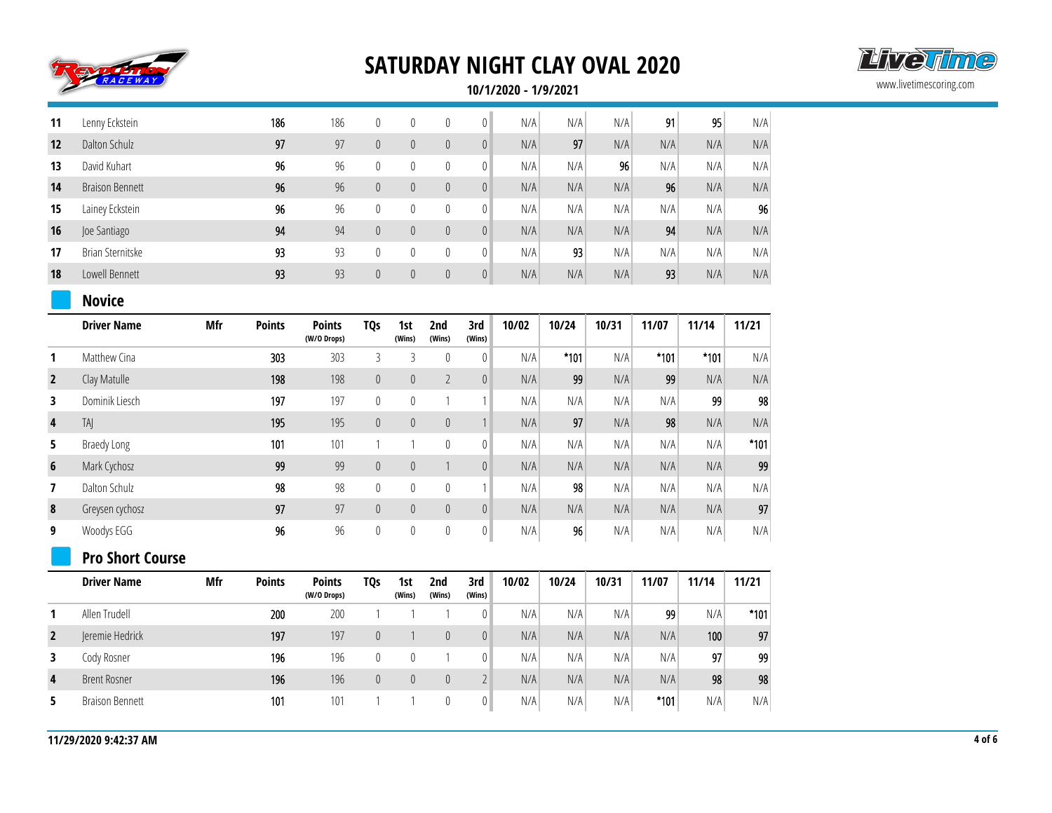# SATURDAY NIGHT CLAY OVAL 2020

**10/1/2020 - 1/9/2021**

| | Driver Name | Mfr | Points | Points (W/O Drops) | TQs | 1st (Wins) | 2nd (Wins) | 3rd (Wins) | 10/02 | 10/24 | 10/31 | 11/07 | 11/14 | 11/21 |
|---|---|---|---|---|---|---|---|---|---|---|---|---|---|---|
| 11 | Lenny Eckstein | | 186 | 186 | 0 | 0 | 0 | 0 | N/A | N/A | N/A | 91 | 95 | N/A |
| 12 | Dalton Schulz | | 97 | 97 | 0 | 0 | 0 | 0 | N/A | 97 | N/A | N/A | N/A | N/A |
| 13 | David Kuhart | | 96 | 96 | 0 | 0 | 0 | 0 | N/A | N/A | 96 | N/A | N/A | N/A |
| 14 | Braison Bennett | | 96 | 96 | 0 | 0 | 0 | 0 | N/A | N/A | N/A | 96 | N/A | N/A |
| 15 | Lainey Eckstein | | 96 | 96 | 0 | 0 | 0 | 0 | N/A | N/A | N/A | N/A | N/A | 96 |
| 16 | Joe Santiago | | 94 | 94 | 0 | 0 | 0 | 0 | N/A | N/A | N/A | 94 | N/A | N/A |
| 17 | Brian Sternitske | | 93 | 93 | 0 | 0 | 0 | 0 | N/A | 93 | N/A | N/A | N/A | N/A |
| 18 | Lowell Bennett | | 93 | 93 | 0 | 0 | 0 | 0 | N/A | N/A | N/A | 93 | N/A | N/A |

## Novice

| | Driver Name | Mfr | Points | Points (W/O Drops) | TQs | 1st (Wins) | 2nd (Wins) | 3rd (Wins) | 10/02 | 10/24 | 10/31 | 11/07 | 11/14 | 11/21 |
|---|---|---|---|---|---|---|---|---|---|---|---|---|---|---|
| 1 | Matthew Cina | | 303 | 303 | 3 | 3 | 0 | 0 | N/A | *101 | N/A | *101 | *101 | N/A |
| 2 | Clay Matulle | | 198 | 198 | 0 | 0 | 2 | 0 | N/A | 99 | N/A | 99 | N/A | N/A |
| 3 | Dominik Liesch | | 197 | 197 | 0 | 0 | 1 | 1 | N/A | N/A | N/A | N/A | 99 | 98 |
| 4 | TAJ | | 195 | 195 | 0 | 0 | 0 | 1 | N/A | 97 | N/A | 98 | N/A | N/A |
| 5 | Braedy Long | | 101 | 101 | 1 | 1 | 0 | 0 | N/A | N/A | N/A | N/A | N/A | *101 |
| 6 | Mark Cychosz | | 99 | 99 | 0 | 0 | 1 | 0 | N/A | N/A | N/A | N/A | N/A | 99 |
| 7 | Dalton Schulz | | 98 | 98 | 0 | 0 | 0 | 1 | N/A | 98 | N/A | N/A | N/A | N/A |
| 8 | Greysen cychosz | | 97 | 97 | 0 | 0 | 0 | 0 | N/A | N/A | N/A | N/A | N/A | 97 |
| 9 | Woodys EGG | | 96 | 96 | 0 | 0 | 0 | 0 | N/A | 96 | N/A | N/A | N/A | N/A |

## Pro Short Course

| | Driver Name | Mfr | Points | Points (W/O Drops) | TQs | 1st (Wins) | 2nd (Wins) | 3rd (Wins) | 10/02 | 10/24 | 10/31 | 11/07 | 11/14 | 11/21 |
|---|---|---|---|---|---|---|---|---|---|---|---|---|---|---|
| 1 | Allen Trudell | | 200 | 200 | 1 | 1 | 1 | 0 | N/A | N/A | N/A | 99 | N/A | *101 |
| 2 | Jeremie Hedrick | | 197 | 197 | 0 | 1 | 0 | 0 | N/A | N/A | N/A | N/A | 100 | 97 |
| 3 | Cody Rosner | | 196 | 196 | 0 | 0 | 1 | 0 | N/A | N/A | N/A | N/A | 97 | 99 |
| 4 | Brent Rosner | | 196 | 196 | 0 | 0 | 0 | 2 | N/A | N/A | N/A | N/A | 98 | 98 |
| 5 | Braison Bennett | | 101 | 101 | 1 | 1 | 0 | 0 | N/A | N/A | N/A | *101 | N/A | N/A |

11/29/2020 9:42:37 AM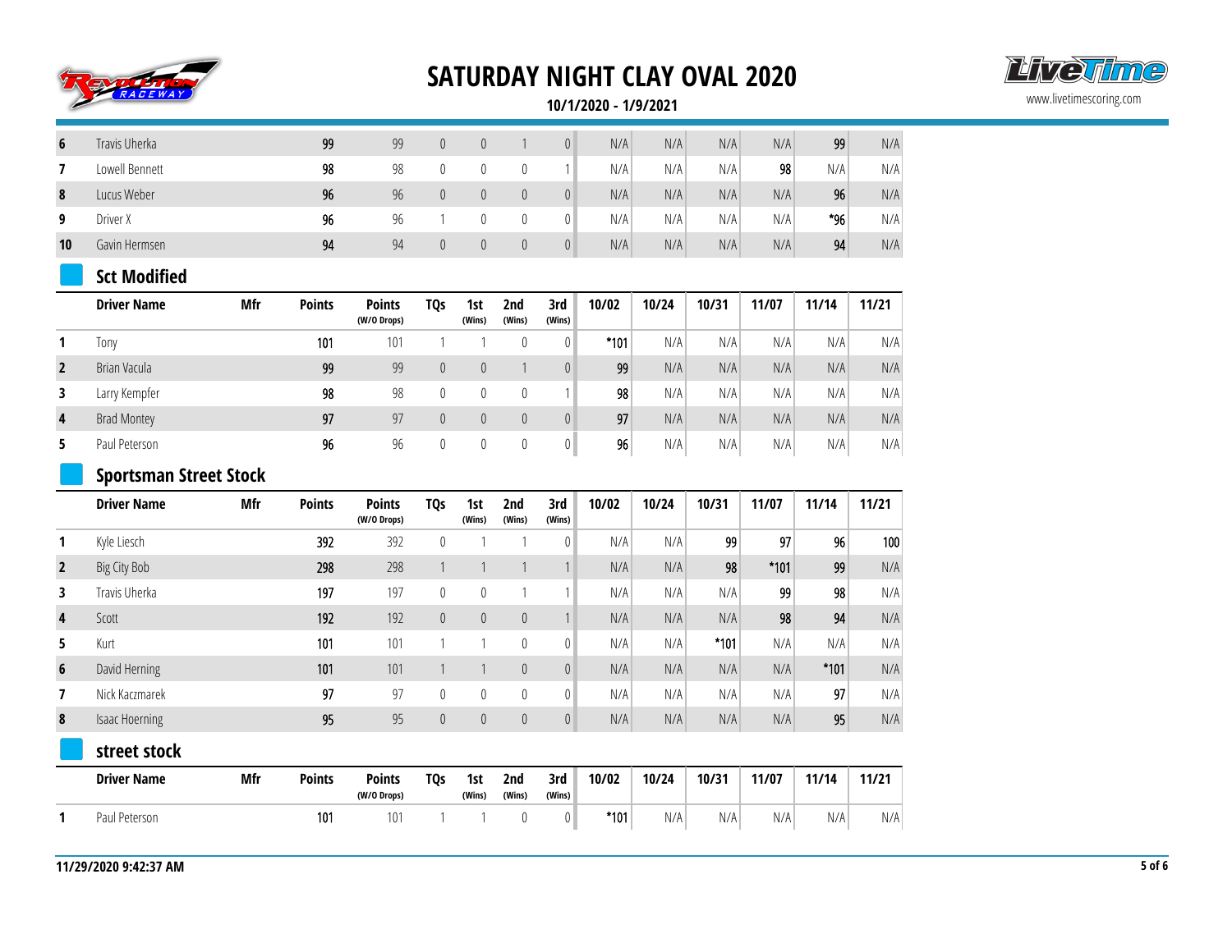# SATURDAY NIGHT CLAY OVAL 2020

**10/1/2020 - 1/9/2021**

| | Driver Name | Mfr | Points | Points (W/O Drops) | TQs | 1st (Wins) | 2nd (Wins) | 3rd (Wins) | 10/02 | 10/24 | 10/31 | 11/07 | 11/14 | 11/21 |
|---|---|---|---|---|---|---|---|---|---|---|---|---|---|---|
| 6 | Travis Uherka | | 99 | 99 | 0 | 0 | 1 | 0 | N/A | N/A | N/A | N/A | 99 | N/A |
| 7 | Lowell Bennett | | 98 | 98 | 0 | 0 | 0 | 1 | N/A | N/A | N/A | 98 | N/A | N/A |
| 8 | Lucus Weber | | 96 | 96 | 0 | 0 | 0 | 0 | N/A | N/A | N/A | N/A | 96 | N/A |
| 9 | Driver X | | 96 | 96 | 1 | 0 | 0 | 0 | N/A | N/A | N/A | N/A | *96 | N/A |
| 10 | Gavin Hermsen | | 94 | 94 | 0 | 0 | 0 | 0 | N/A | N/A | N/A | N/A | 94 | N/A |

## Sct Modified

| | Driver Name | Mfr | Points | Points (W/O Drops) | TQs | 1st (Wins) | 2nd (Wins) | 3rd (Wins) | 10/02 | 10/24 | 10/31 | 11/07 | 11/14 | 11/21 |
|---|---|---|---|---|---|---|---|---|---|---|---|---|---|---|
| 1 | Tony | | 101 | 101 | 1 | 1 | 0 | 0 | *101 | N/A | N/A | N/A | N/A | N/A |
| 2 | Brian Vacula | | 99 | 99 | 0 | 0 | 1 | 0 | 99 | N/A | N/A | N/A | N/A | N/A |
| 3 | Larry Kempfer | | 98 | 98 | 0 | 0 | 0 | 1 | 98 | N/A | N/A | N/A | N/A | N/A |
| 4 | Brad Montey | | 97 | 97 | 0 | 0 | 0 | 0 | 97 | N/A | N/A | N/A | N/A | N/A |
| 5 | Paul Peterson | | 96 | 96 | 0 | 0 | 0 | 0 | 96 | N/A | N/A | N/A | N/A | N/A |

## Sportsman Street Stock

| | Driver Name | Mfr | Points | Points (W/O Drops) | TQs | 1st (Wins) | 2nd (Wins) | 3rd (Wins) | 10/02 | 10/24 | 10/31 | 11/07 | 11/14 | 11/21 |
|---|---|---|---|---|---|---|---|---|---|---|---|---|---|---|
| 1 | Kyle Liesch | | 392 | 392 | 0 | 1 | 1 | 0 | N/A | N/A | 99 | 97 | 96 | 100 |
| 2 | Big City Bob | | 298 | 298 | 1 | 1 | 1 | 1 | N/A | N/A | 98 | *101 | 99 | N/A |
| 3 | Travis Uherka | | 197 | 197 | 0 | 0 | 1 | 1 | N/A | N/A | N/A | 99 | 98 | N/A |
| 4 | Scott | | 192 | 192 | 0 | 0 | 0 | 1 | N/A | N/A | N/A | 98 | 94 | N/A |
| 5 | Kurt | | 101 | 101 | 1 | 1 | 0 | 0 | N/A | N/A | *101 | N/A | N/A | N/A |
| 6 | David Herning | | 101 | 101 | 1 | 1 | 0 | 0 | N/A | N/A | N/A | N/A | *101 | N/A |
| 7 | Nick Kaczmarek | | 97 | 97 | 0 | 0 | 0 | 0 | N/A | N/A | N/A | N/A | 97 | N/A |
| 8 | Isaac Hoerning | | 95 | 95 | 0 | 0 | 0 | 0 | N/A | N/A | N/A | N/A | 95 | N/A |

## street stock

| | Driver Name | Mfr | Points | Points (W/O Drops) | TQs | 1st (Wins) | 2nd (Wins) | 3rd (Wins) | 10/02 | 10/24 | 10/31 | 11/07 | 11/14 | 11/21 |
|---|---|---|---|---|---|---|---|---|---|---|---|---|---|---|
| 1 | Paul Peterson | | 101 | 101 | 1 | 1 | 0 | 0 | *101 | N/A | N/A | N/A | N/A | N/A |

11/29/2020 9:42:37 AM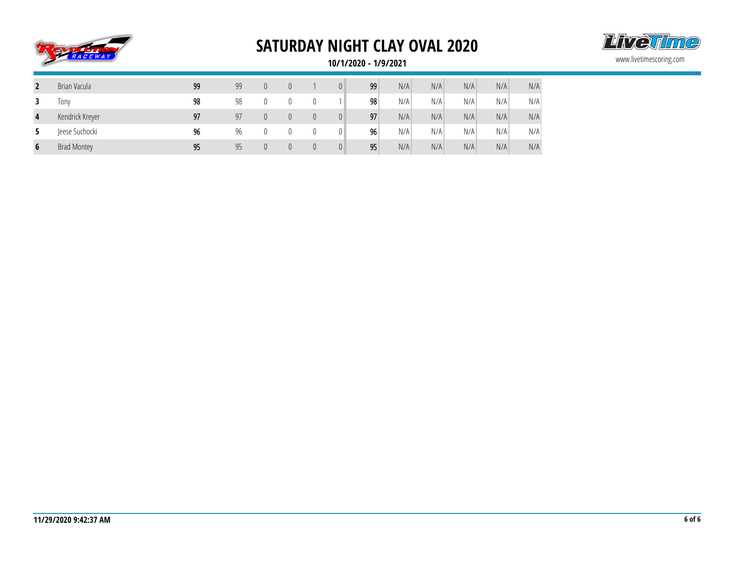# SATURDAY NIGHT CLAY OVAL 2020

**10/1/2020 - 1/9/2021**

| | | | | | | | | | | | | | |
|---|---|---|---|---|---|---|---|---|---|---|---|---|---|
| **2** | Brian Vacula | **99** | 99 | 0 | 0 | 1 | 0 | **99** | N/A | N/A | N/A | N/A | N/A |
| **3** | Tony | **98** | 98 | 0 | 0 | 0 | 1 | **98** | N/A | N/A | N/A | N/A | N/A |
| **4** | Kendrick Kreyer | **97** | 97 | 0 | 0 | 0 | 0 | **97** | N/A | N/A | N/A | N/A | N/A |
| **5** | Jeese Suchocki | **96** | 96 | 0 | 0 | 0 | 0 | **96** | N/A | N/A | N/A | N/A | N/A |
| **6** | Brad Montey | **95** | 95 | 0 | 0 | 0 | 0 | **95** | N/A | N/A | N/A | N/A | N/A |

**11/29/2020 9:42:37 AM**